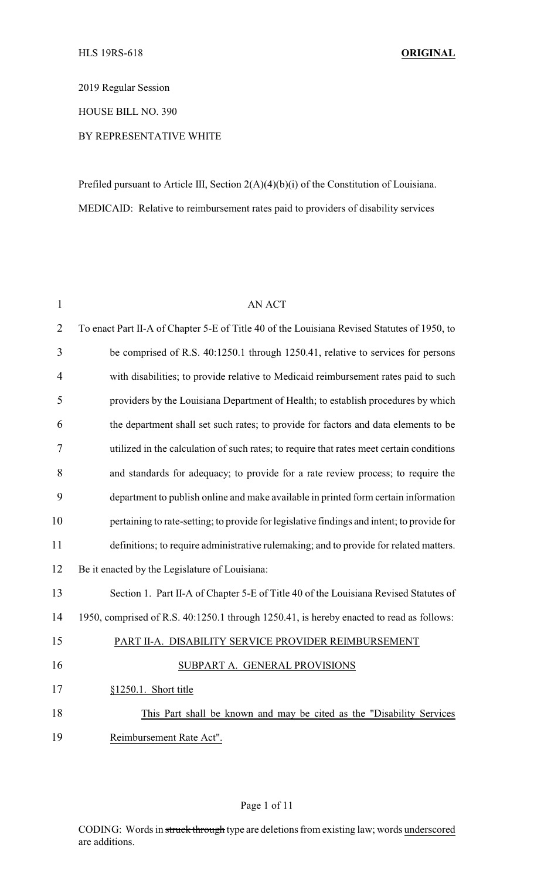HLS 19RS-618 **ORIGINAL**

2019 Regular Session

HOUSE BILL NO. 390

BY REPRESENTATIVE WHITE

Prefiled pursuant to Article III, Section 2(A)(4)(b)(i) of the Constitution of Louisiana.

MEDICAID: Relative to reimbursement rates paid to providers of disability services

AN ACT

To enact Part II-A of Chapter 5-E of Title 40 of the Louisiana Revised Statutes of 1950, to be comprised of R.S. 40:1250.1 through 1250.41, relative to services for persons with disabilities; to provide relative to Medicaid reimbursement rates paid to such providers by the Louisiana Department of Health; to establish procedures by which the department shall set such rates; to provide for factors and data elements to be utilized in the calculation of such rates; to require that rates meet certain conditions and standards for adequacy; to provide for a rate review process; to require the department to publish online and make available in printed form certain information pertaining to rate-setting; to provide for legislative findings and intent; to provide for definitions; to require administrative rulemaking; and to provide for related matters.

Be it enacted by the Legislature of Louisiana:

Section 1. Part II-A of Chapter 5-E of Title 40 of the Louisiana Revised Statutes of 1950, comprised of R.S. 40:1250.1 through 1250.41, is hereby enacted to read as follows:

PART II-A. DISABILITY SERVICE PROVIDER REIMBURSEMENT

SUBPART A. GENERAL PROVISIONS

§1250.1. Short title

This Part shall be known and may be cited as the "Disability Services Reimbursement Rate Act".

CODING: Words in ~~struck through~~ type are deletions from existing law; words underscored are additions.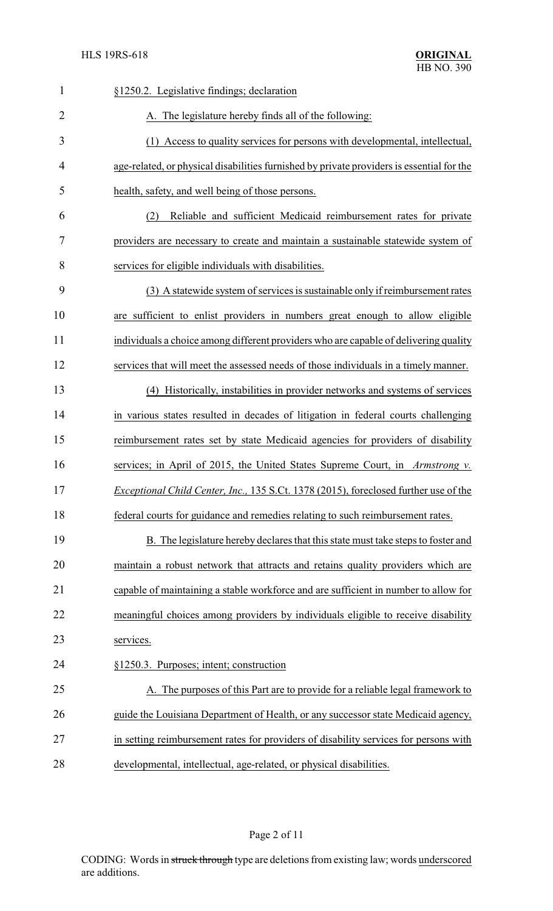§1250.2. Legislative findings; declaration

A. The legislature hereby finds all of the following:

(1) Access to quality services for persons with developmental, intellectual, age-related, or physical disabilities furnished by private providers is essential for the health, safety, and well being of those persons.

(2) Reliable and sufficient Medicaid reimbursement rates for private providers are necessary to create and maintain a sustainable statewide system of services for eligible individuals with disabilities.

(3) A statewide system of services is sustainable only if reimbursement rates are sufficient to enlist providers in numbers great enough to allow eligible individuals a choice among different providers who are capable of delivering quality services that will meet the assessed needs of those individuals in a timely manner.

(4) Historically, instabilities in provider networks and systems of services in various states resulted in decades of litigation in federal courts challenging reimbursement rates set by state Medicaid agencies for providers of disability services; in April of 2015, the United States Supreme Court, in *Armstrong v. Exceptional Child Center, Inc.*, 135 S.Ct. 1378 (2015), foreclosed further use of the federal courts for guidance and remedies relating to such reimbursement rates.

B. The legislature hereby declares that this state must take steps to foster and maintain a robust network that attracts and retains quality providers which are capable of maintaining a stable workforce and are sufficient in number to allow for meaningful choices among providers by individuals eligible to receive disability services.

§1250.3. Purposes; intent; construction

A. The purposes of this Part are to provide for a reliable legal framework to guide the Louisiana Department of Health, or any successor state Medicaid agency, in setting reimbursement rates for providers of disability services for persons with developmental, intellectual, age-related, or physical disabilities.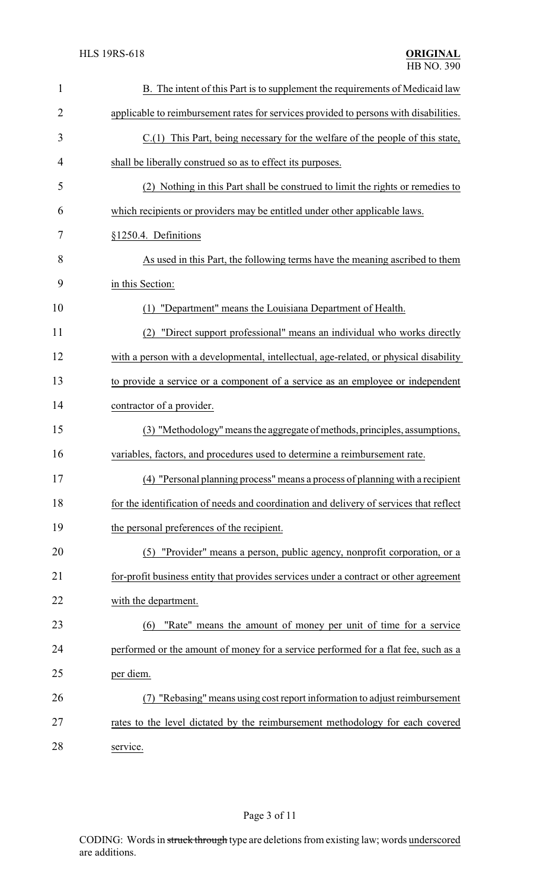B. The intent of this Part is to supplement the requirements of Medicaid law applicable to reimbursement rates for services provided to persons with disabilities.

C.(1) This Part, being necessary for the welfare of the people of this state, shall be liberally construed so as to effect its purposes.

(2) Nothing in this Part shall be construed to limit the rights or remedies to which recipients or providers may be entitled under other applicable laws.

§1250.4. Definitions

As used in this Part, the following terms have the meaning ascribed to them in this Section:

(1) "Department" means the Louisiana Department of Health.

(2) "Direct support professional" means an individual who works directly with a person with a developmental, intellectual, age-related, or physical disability to provide a service or a component of a service as an employee or independent contractor of a provider.

(3) "Methodology" means the aggregate of methods, principles, assumptions, variables, factors, and procedures used to determine a reimbursement rate.

(4) "Personal planning process" means a process of planning with a recipient for the identification of needs and coordination and delivery of services that reflect the personal preferences of the recipient.

(5) "Provider" means a person, public agency, nonprofit corporation, or a for-profit business entity that provides services under a contract or other agreement with the department.

(6) "Rate" means the amount of money per unit of time for a service performed or the amount of money for a service performed for a flat fee, such as a per diem.

(7) "Rebasing" means using cost report information to adjust reimbursement rates to the level dictated by the reimbursement methodology for each covered service.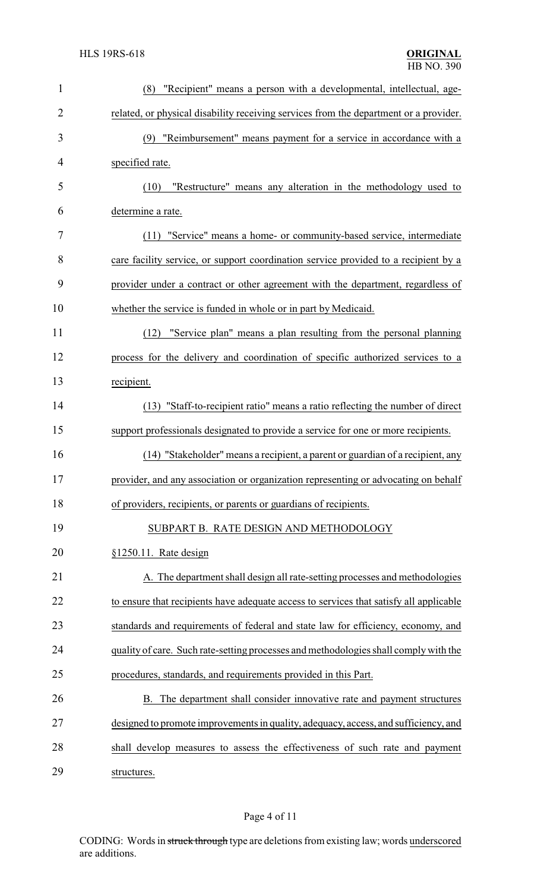(8) "Recipient" means a person with a developmental, intellectual, age-related, or physical disability receiving services from the department or a provider.

(9) "Reimbursement" means payment for a service in accordance with a specified rate.

(10) "Restructure" means any alteration in the methodology used to determine a rate.

(11) "Service" means a home- or community-based service, intermediate care facility service, or support coordination service provided to a recipient by a provider under a contract or other agreement with the department, regardless of whether the service is funded in whole or in part by Medicaid.

(12) "Service plan" means a plan resulting from the personal planning process for the delivery and coordination of specific authorized services to a recipient.

(13) "Staff-to-recipient ratio" means a ratio reflecting the number of direct support professionals designated to provide a service for one or more recipients.

(14) "Stakeholder" means a recipient, a parent or guardian of a recipient, any provider, and any association or organization representing or advocating on behalf of providers, recipients, or parents or guardians of recipients.

SUBPART B. RATE DESIGN AND METHODOLOGY

§1250.11. Rate design

A. The department shall design all rate-setting processes and methodologies to ensure that recipients have adequate access to services that satisfy all applicable standards and requirements of federal and state law for efficiency, economy, and quality of care. Such rate-setting processes and methodologies shall comply with the procedures, standards, and requirements provided in this Part.

B. The department shall consider innovative rate and payment structures designed to promote improvements in quality, adequacy, access, and sufficiency, and shall develop measures to assess the effectiveness of such rate and payment structures.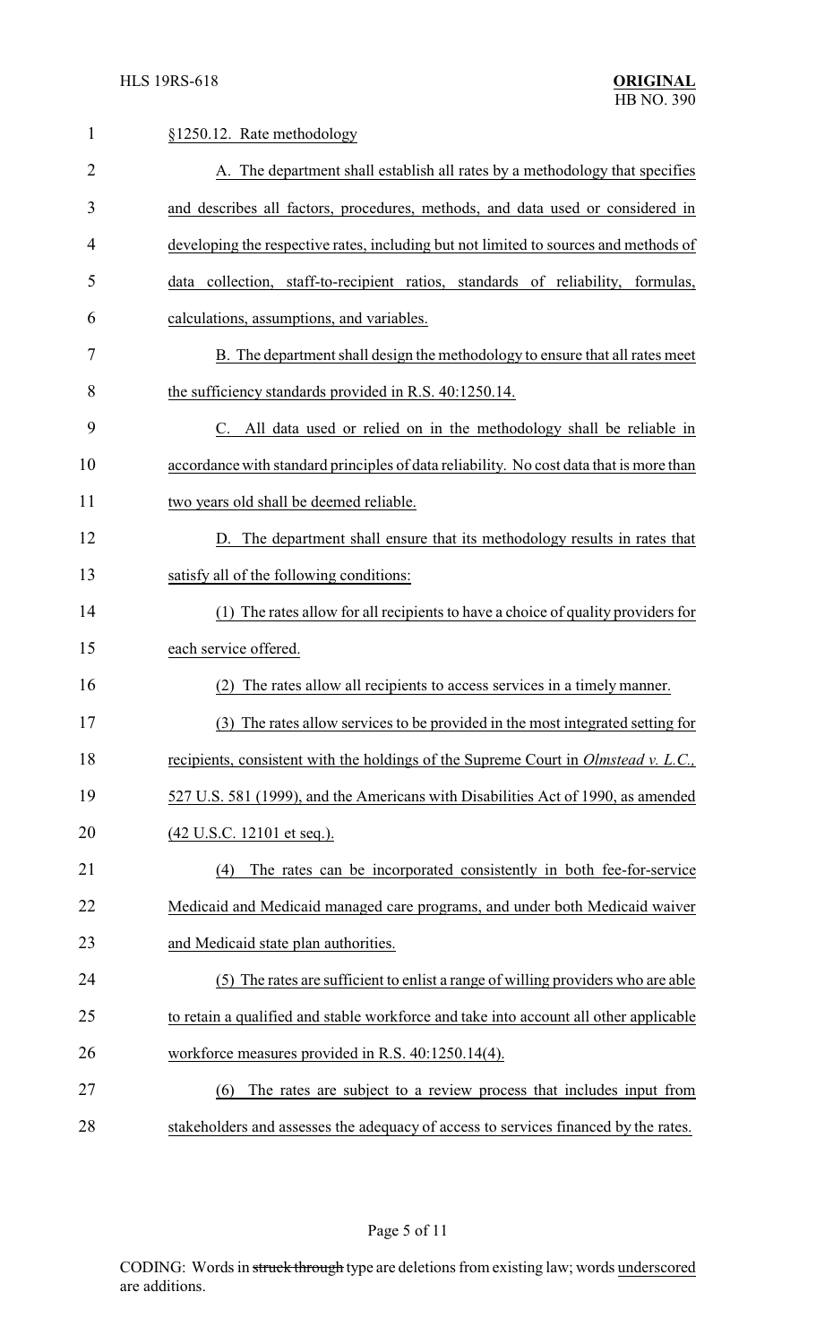§1250.12. Rate methodology

A. The department shall establish all rates by a methodology that specifies and describes all factors, procedures, methods, and data used or considered in developing the respective rates, including but not limited to sources and methods of data collection, staff-to-recipient ratios, standards of reliability, formulas, calculations, assumptions, and variables.

B. The department shall design the methodology to ensure that all rates meet the sufficiency standards provided in R.S. 40:1250.14.

C. All data used or relied on in the methodology shall be reliable in accordance with standard principles of data reliability. No cost data that is more than two years old shall be deemed reliable.

D. The department shall ensure that its methodology results in rates that satisfy all of the following conditions:

(1) The rates allow for all recipients to have a choice of quality providers for each service offered.

(2) The rates allow all recipients to access services in a timely manner.

(3) The rates allow services to be provided in the most integrated setting for recipients, consistent with the holdings of the Supreme Court in *Olmstead v. L.C.*, 527 U.S. 581 (1999), and the Americans with Disabilities Act of 1990, as amended (42 U.S.C. 12101 et seq.).

(4) The rates can be incorporated consistently in both fee-for-service Medicaid and Medicaid managed care programs, and under both Medicaid waiver and Medicaid state plan authorities.

(5) The rates are sufficient to enlist a range of willing providers who are able to retain a qualified and stable workforce and take into account all other applicable workforce measures provided in R.S. 40:1250.14(4).

(6) The rates are subject to a review process that includes input from stakeholders and assesses the adequacy of access to services financed by the rates.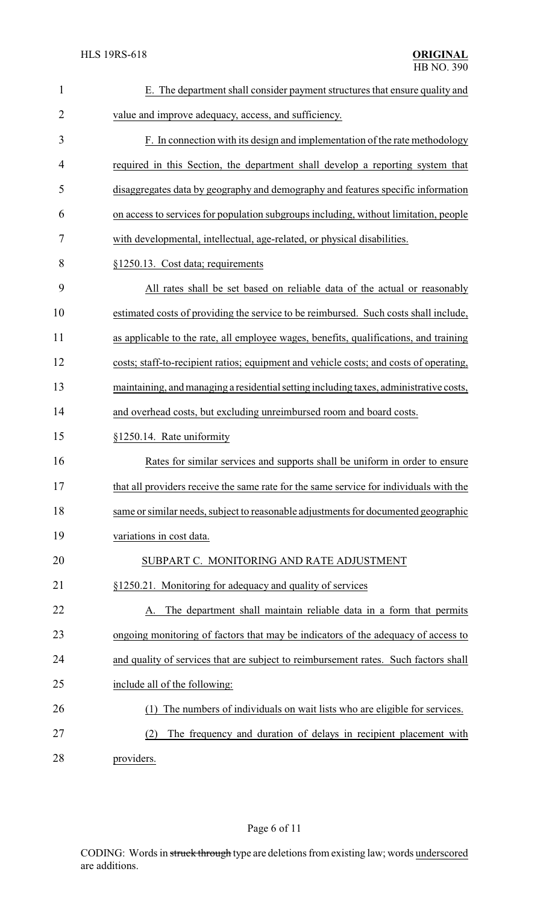E. The department shall consider payment structures that ensure quality and value and improve adequacy, access, and sufficiency.

F. In connection with its design and implementation of the rate methodology required in this Section, the department shall develop a reporting system that disaggregates data by geography and demography and features specific information on access to services for population subgroups including, without limitation, people with developmental, intellectual, age-related, or physical disabilities.

§1250.13. Cost data; requirements

All rates shall be set based on reliable data of the actual or reasonably estimated costs of providing the service to be reimbursed. Such costs shall include, as applicable to the rate, all employee wages, benefits, qualifications, and training costs; staff-to-recipient ratios; equipment and vehicle costs; and costs of operating, maintaining, and managing a residential setting including taxes, administrative costs, and overhead costs, but excluding unreimbursed room and board costs.

§1250.14. Rate uniformity

Rates for similar services and supports shall be uniform in order to ensure that all providers receive the same rate for the same service for individuals with the same or similar needs, subject to reasonable adjustments for documented geographic variations in cost data.

SUBPART C. MONITORING AND RATE ADJUSTMENT

§1250.21. Monitoring for adequacy and quality of services

A. The department shall maintain reliable data in a form that permits ongoing monitoring of factors that may be indicators of the adequacy of access to and quality of services that are subject to reimbursement rates. Such factors shall include all of the following:

(1) The numbers of individuals on wait lists who are eligible for services.

(2) The frequency and duration of delays in recipient placement with providers.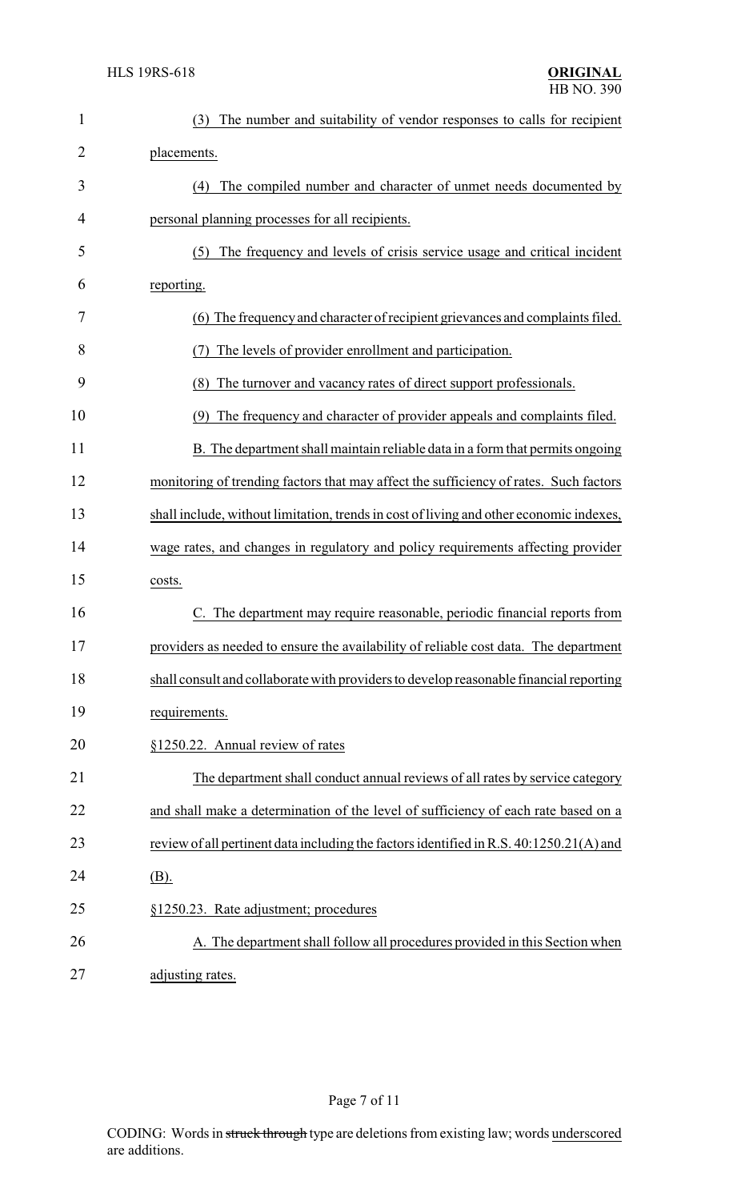(3) The number and suitability of vendor responses to calls for recipient placements.

(4) The compiled number and character of unmet needs documented by personal planning processes for all recipients.

(5) The frequency and levels of crisis service usage and critical incident reporting.

(6) The frequency and character of recipient grievances and complaints filed.

(7) The levels of provider enrollment and participation.

(8) The turnover and vacancy rates of direct support professionals.

(9) The frequency and character of provider appeals and complaints filed.

B. The department shall maintain reliable data in a form that permits ongoing monitoring of trending factors that may affect the sufficiency of rates. Such factors shall include, without limitation, trends in cost of living and other economic indexes, wage rates, and changes in regulatory and policy requirements affecting provider costs.

C. The department may require reasonable, periodic financial reports from providers as needed to ensure the availability of reliable cost data. The department shall consult and collaborate with providers to develop reasonable financial reporting requirements.

§1250.22. Annual review of rates

The department shall conduct annual reviews of all rates by service category and shall make a determination of the level of sufficiency of each rate based on a review of all pertinent data including the factors identified in R.S. 40:1250.21(A) and (B).

§1250.23. Rate adjustment; procedures

A. The department shall follow all procedures provided in this Section when adjusting rates.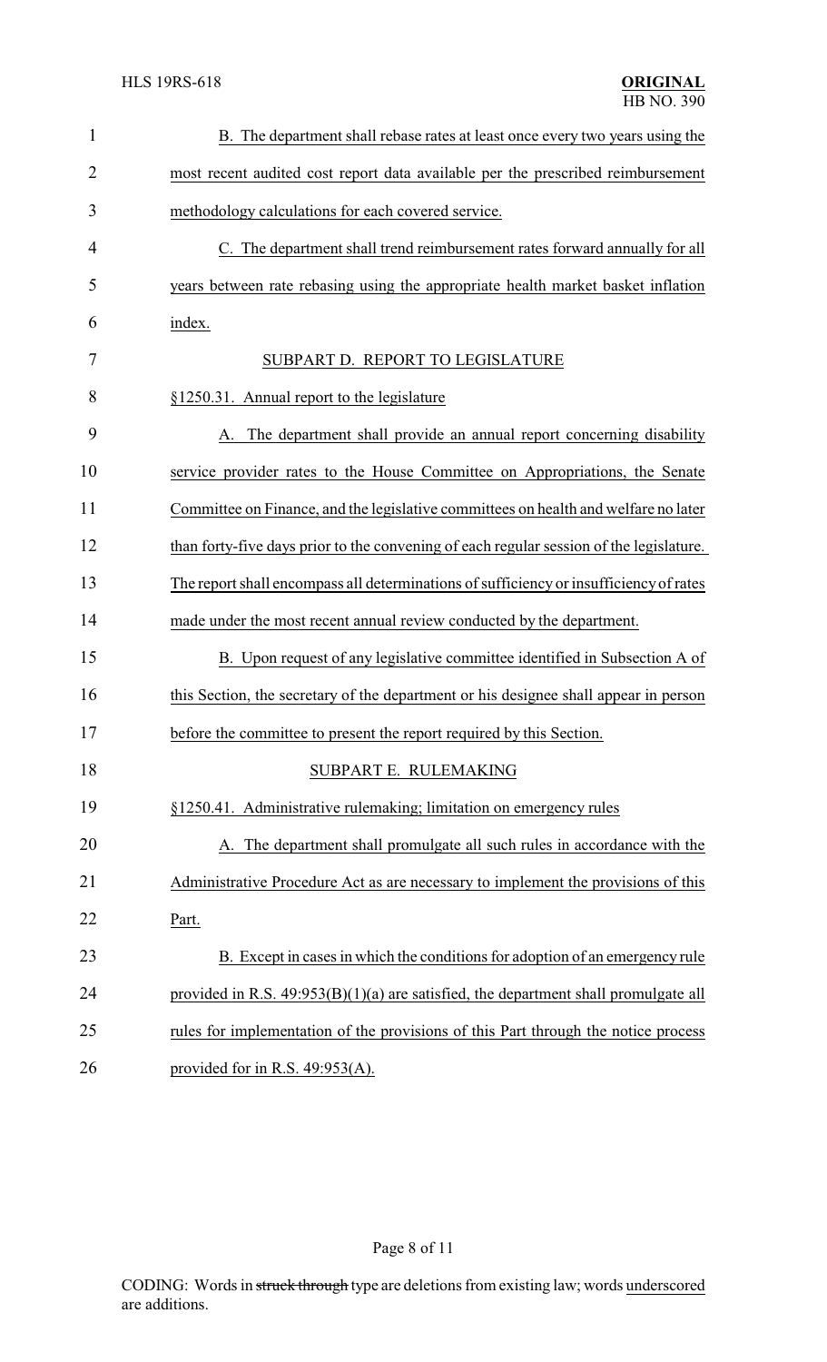B. The department shall rebase rates at least once every two years using the most recent audited cost report data available per the prescribed reimbursement methodology calculations for each covered service.

C. The department shall trend reimbursement rates forward annually for all years between rate rebasing using the appropriate health market basket inflation index.

SUBPART D. REPORT TO LEGISLATURE

§1250.31. Annual report to the legislature

A. The department shall provide an annual report concerning disability service provider rates to the House Committee on Appropriations, the Senate Committee on Finance, and the legislative committees on health and welfare no later than forty-five days prior to the convening of each regular session of the legislature. The report shall encompass all determinations of sufficiency or insufficiency of rates made under the most recent annual review conducted by the department.

B. Upon request of any legislative committee identified in Subsection A of this Section, the secretary of the department or his designee shall appear in person before the committee to present the report required by this Section.

SUBPART E. RULEMAKING

§1250.41. Administrative rulemaking; limitation on emergency rules

A. The department shall promulgate all such rules in accordance with the Administrative Procedure Act as are necessary to implement the provisions of this Part.

B. Except in cases in which the conditions for adoption of an emergency rule provided in R.S. 49:953(B)(1)(a) are satisfied, the department shall promulgate all rules for implementation of the provisions of this Part through the notice process provided for in R.S. 49:953(A).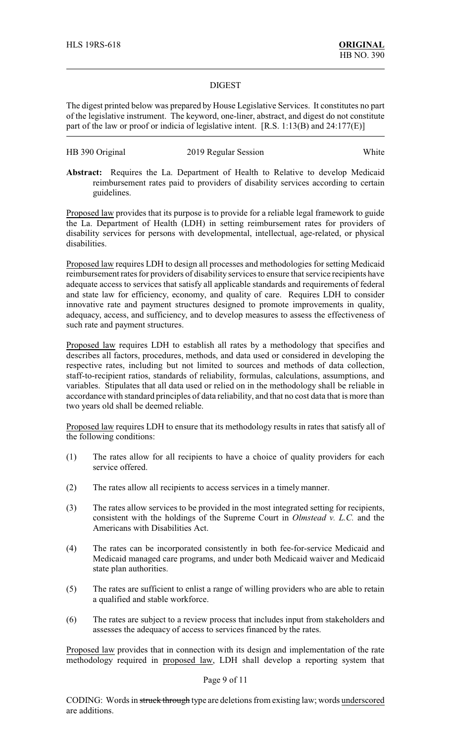# DIGEST

The digest printed below was prepared by House Legislative Services. It constitutes no part of the legislative instrument. The keyword, one-liner, abstract, and digest do not constitute part of the law or proof or indicia of legislative intent. [R.S. 1:13(B) and 24:177(E)]

HB 390 Original 2019 Regular Session White

**Abstract:** Requires the La. Department of Health to Relative to develop Medicaid reimbursement rates paid to providers of disability services according to certain guidelines.

Proposed law provides that its purpose is to provide for a reliable legal framework to guide the La. Department of Health (LDH) in setting reimbursement rates for providers of disability services for persons with developmental, intellectual, age-related, or physical disabilities.

Proposed law requires LDH to design all processes and methodologies for setting Medicaid reimbursement rates for providers of disability services to ensure that service recipients have adequate access to services that satisfy all applicable standards and requirements of federal and state law for efficiency, economy, and quality of care. Requires LDH to consider innovative rate and payment structures designed to promote improvements in quality, adequacy, access, and sufficiency, and to develop measures to assess the effectiveness of such rate and payment structures.

Proposed law requires LDH to establish all rates by a methodology that specifies and describes all factors, procedures, methods, and data used or considered in developing the respective rates, including but not limited to sources and methods of data collection, staff-to-recipient ratios, standards of reliability, formulas, calculations, assumptions, and variables. Stipulates that all data used or relied on in the methodology shall be reliable in accordance with standard principles of data reliability, and that no cost data that is more than two years old shall be deemed reliable.

Proposed law requires LDH to ensure that its methodology results in rates that satisfy all of the following conditions:

(1) The rates allow for all recipients to have a choice of quality providers for each service offered.

(2) The rates allow all recipients to access services in a timely manner.

(3) The rates allow services to be provided in the most integrated setting for recipients, consistent with the holdings of the Supreme Court in *Olmstead v. L.C.* and the Americans with Disabilities Act.

(4) The rates can be incorporated consistently in both fee-for-service Medicaid and Medicaid managed care programs, and under both Medicaid waiver and Medicaid state plan authorities.

(5) The rates are sufficient to enlist a range of willing providers who are able to retain a qualified and stable workforce.

(6) The rates are subject to a review process that includes input from stakeholders and assesses the adequacy of access to services financed by the rates.

Proposed law provides that in connection with its design and implementation of the rate methodology required in proposed law, LDH shall develop a reporting system that

CODING: Words in ~~struck through~~ type are deletions from existing law; words underscored are additions.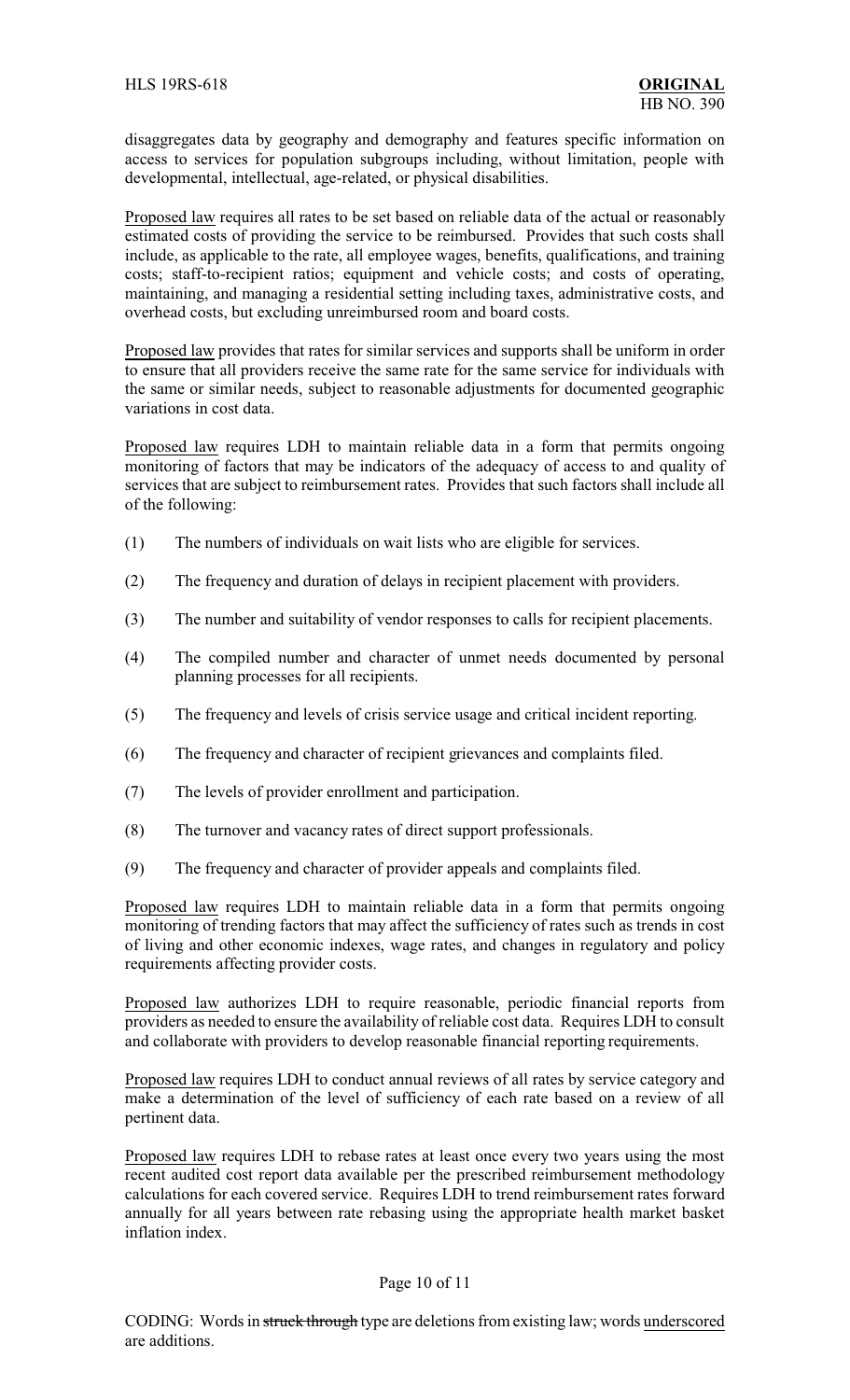disaggregates data by geography and demography and features specific information on access to services for population subgroups including, without limitation, people with developmental, intellectual, age-related, or physical disabilities.

Proposed law requires all rates to be set based on reliable data of the actual or reasonably estimated costs of providing the service to be reimbursed. Provides that such costs shall include, as applicable to the rate, all employee wages, benefits, qualifications, and training costs; staff-to-recipient ratios; equipment and vehicle costs; and costs of operating, maintaining, and managing a residential setting including taxes, administrative costs, and overhead costs, but excluding unreimbursed room and board costs.

Proposed law provides that rates for similar services and supports shall be uniform in order to ensure that all providers receive the same rate for the same service for individuals with the same or similar needs, subject to reasonable adjustments for documented geographic variations in cost data.

Proposed law requires LDH to maintain reliable data in a form that permits ongoing monitoring of factors that may be indicators of the adequacy of access to and quality of services that are subject to reimbursement rates. Provides that such factors shall include all of the following:

(1) The numbers of individuals on wait lists who are eligible for services.

(2) The frequency and duration of delays in recipient placement with providers.

(3) The number and suitability of vendor responses to calls for recipient placements.

(4) The compiled number and character of unmet needs documented by personal planning processes for all recipients.

(5) The frequency and levels of crisis service usage and critical incident reporting.

(6) The frequency and character of recipient grievances and complaints filed.

(7) The levels of provider enrollment and participation.

(8) The turnover and vacancy rates of direct support professionals.

(9) The frequency and character of provider appeals and complaints filed.

Proposed law requires LDH to maintain reliable data in a form that permits ongoing monitoring of trending factors that may affect the sufficiency of rates such as trends in cost of living and other economic indexes, wage rates, and changes in regulatory and policy requirements affecting provider costs.

Proposed law authorizes LDH to require reasonable, periodic financial reports from providers as needed to ensure the availability of reliable cost data. Requires LDH to consult and collaborate with providers to develop reasonable financial reporting requirements.

Proposed law requires LDH to conduct annual reviews of all rates by service category and make a determination of the level of sufficiency of each rate based on a review of all pertinent data.

Proposed law requires LDH to rebase rates at least once every two years using the most recent audited cost report data available per the prescribed reimbursement methodology calculations for each covered service. Requires LDH to trend reimbursement rates forward annually for all years between rate rebasing using the appropriate health market basket inflation index.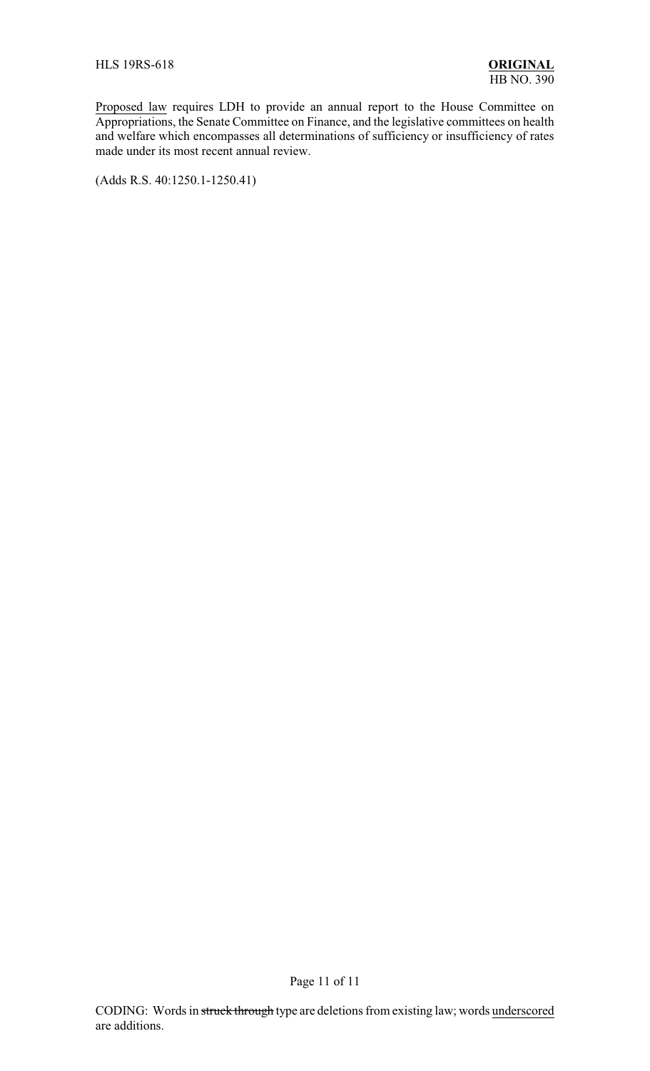Proposed law requires LDH to provide an annual report to the House Committee on Appropriations, the Senate Committee on Finance, and the legislative committees on health and welfare which encompasses all determinations of sufficiency or insufficiency of rates made under its most recent annual review.

(Adds R.S. 40:1250.1-1250.41)